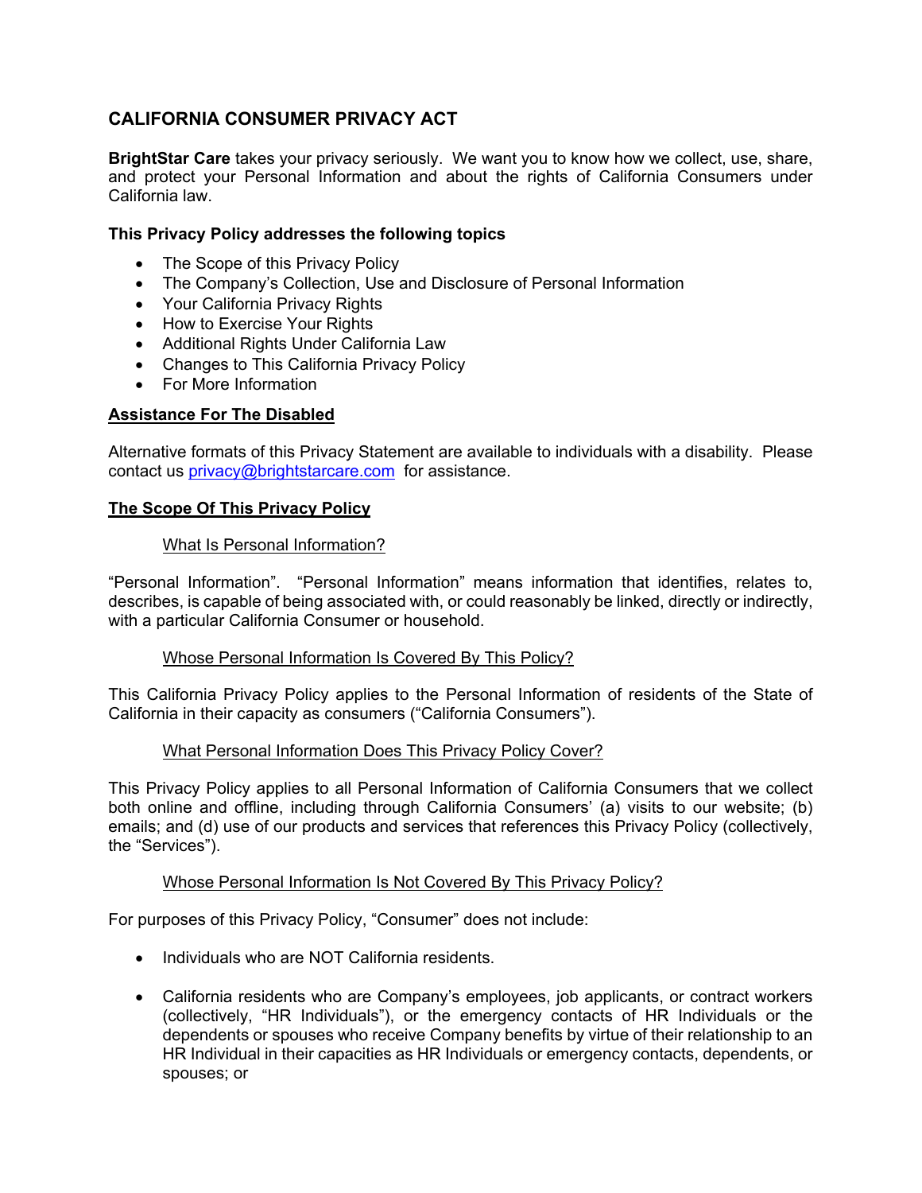# CALIFORNIA CONSUMER PRIVACY ACT

**BrightStar Care** takes your privacy seriously. We want you to know how we collect, use, share, and protect your Personal Information and about the rights of California Consumers under California law.

### This Privacy Policy addresses the following topics

- The Scope of this Privacy Policy
- The Company's Collection, Use and Disclosure of Personal Information
- Your California Privacy Rights
- How to Exercise Your Rights
- Additional Rights Under California Law
- Changes to This California Privacy Policy
- For More Information

## Assistance For The Disabled

Alternative formats of this Privacy Statement are available to individuals with a disability. Please contact us privacy@brightstarcare.com for assistance.

## The Scope Of This Privacy Policy

### What Is Personal Information?

"Personal Information". "Personal Information" means information that identifies, relates to, describes, is capable of being associated with, or could reasonably be linked, directly or indirectly, with a particular California Consumer or household.

### Whose Personal Information Is Covered By This Policy?

This California Privacy Policy applies to the Personal Information of residents of the State of California in their capacity as consumers ("California Consumers").

### What Personal Information Does This Privacy Policy Cover?

This Privacy Policy applies to all Personal Information of California Consumers that we collect both online and offline, including through California Consumers' (a) visits to our website; (b) emails; and (d) use of our products and services that references this Privacy Policy (collectively, the "Services").

### Whose Personal Information Is Not Covered By This Privacy Policy?

For purposes of this Privacy Policy, "Consumer" does not include:

- Individuals who are NOT California residents.
- California residents who are Company's employees, job applicants, or contract workers (collectively, "HR Individuals"), or the emergency contacts of HR Individuals or the dependents or spouses who receive Company benefits by virtue of their relationship to an HR Individual in their capacities as HR Individuals or emergency contacts, dependents, or spouses; or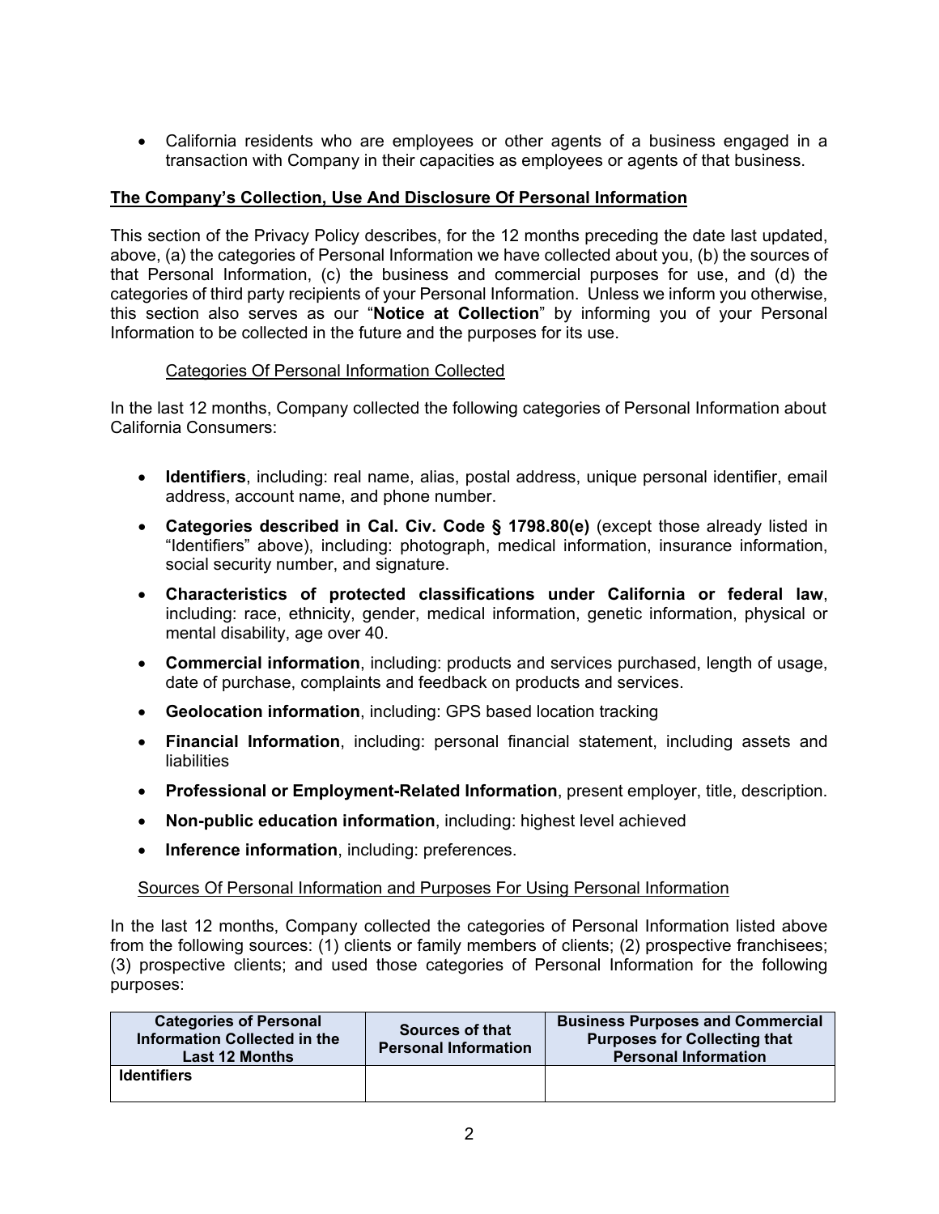- California residents who are employees or other agents of a business engaged in a transaction with Company in their capacities as employees or agents of that business.

## The Company's Collection, Use And Disclosure Of Personal Information

This section of the Privacy Policy describes, for the 12 months preceding the date last updated, above, (a) the categories of Personal Information we have collected about you, (b) the sources of that Personal Information, (c) the business and commercial purposes for use, and (d) the categories of third party recipients of your Personal Information. Unless we inform you otherwise, this section also serves as our "**Notice at Collection**" by informing you of your Personal Information to be collected in the future and the purposes for its use.

### Categories Of Personal Information Collected

In the last 12 months, Company collected the following categories of Personal Information about California Consumers:

- **Identifiers**, including: real name, alias, postal address, unique personal identifier, email address, account name, and phone number.
- **Categories described in Cal. Civ. Code § 1798.80(e)** (except those already listed in "Identifiers" above), including: photograph, medical information, insurance information, social security number, and signature.
- **Characteristics of protected classifications under California or federal law**, including: race, ethnicity, gender, medical information, genetic information, physical or mental disability, age over 40.
- **Commercial information**, including: products and services purchased, length of usage, date of purchase, complaints and feedback on products and services.
- **Geolocation information**, including: GPS based location tracking
- **Financial Information**, including: personal financial statement, including assets and liabilities
- **Professional or Employment-Related Information**, present employer, title, description.
- **Non-public education information**, including: highest level achieved
- **Inference information**, including: preferences.

### Sources Of Personal Information and Purposes For Using Personal Information

In the last 12 months, Company collected the categories of Personal Information listed above from the following sources: (1) clients or family members of clients; (2) prospective franchisees; (3) prospective clients; and used those categories of Personal Information for the following purposes:

| Categories of Personal Information Collected in the Last 12 Months | Sources of that Personal Information | Business Purposes and Commercial Purposes for Collecting that Personal Information |
|---|---|---|
| **Identifiers** | | |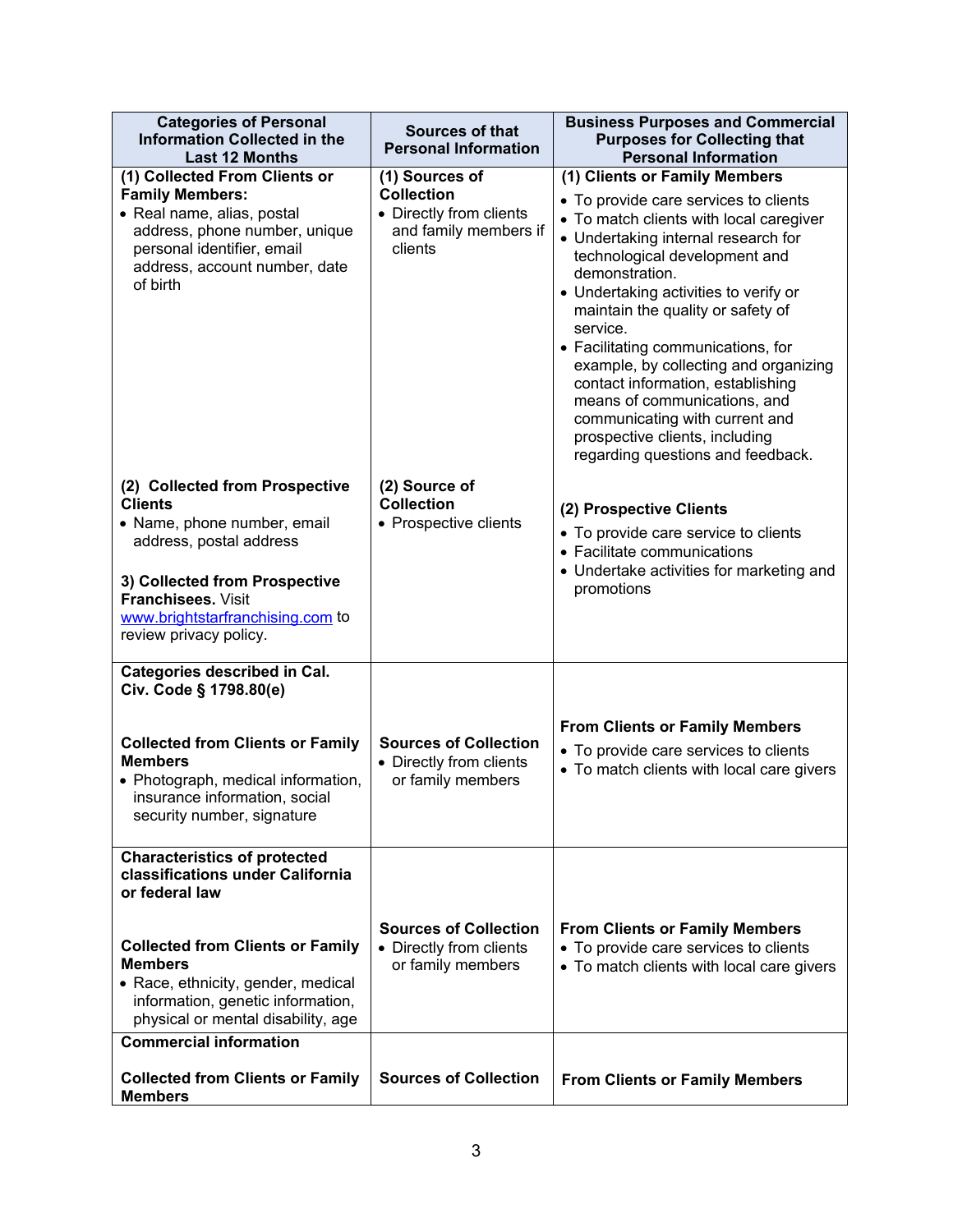| Categories of Personal Information Collected in the Last 12 Months | Sources of that Personal Information | Business Purposes and Commercial Purposes for Collecting that Personal Information |
|---|---|---|
| **(1) Collected From Clients or Family Members:**<br>• Real name, alias, postal address, phone number, unique personal identifier, email address, account number, date of birth | **(1) Sources of Collection**<br>• Directly from clients and family members if clients | **(1) Clients or Family Members**<br>• To provide care services to clients<br>• To match clients with local caregiver<br>• Undertaking internal research for technological development and demonstration.<br>• Undertaking activities to verify or maintain the quality or safety of service.<br>• Facilitating communications, for example, by collecting and organizing contact information, establishing means of communications, and communicating with current and prospective clients, including regarding questions and feedback. |
| **(2) Collected from Prospective Clients**<br>• Name, phone number, email address, postal address<br><br>**3) Collected from Prospective Franchisees.** Visit [www.brightstarfranchising.com](www.brightstarfranchising.com) to review privacy policy. | **(2) Source of Collection**<br>• Prospective clients | **(2) Prospective Clients**<br>• To provide care service to clients<br>• Facilitate communications<br>• Undertake activities for marketing and promotions |
| **Categories described in Cal. Civ. Code § 1798.80(e)**<br><br>**Collected from Clients or Family Members**<br>• Photograph, medical information, insurance information, social security number, signature | **Sources of Collection**<br>• Directly from clients or family members | **From Clients or Family Members**<br>• To provide care services to clients<br>• To match clients with local care givers |
| **Characteristics of protected classifications under California or federal law**<br><br>**Collected from Clients or Family Members**<br>• Race, ethnicity, gender, medical information, genetic information, physical or mental disability, age | **Sources of Collection**<br>• Directly from clients or family members | **From Clients or Family Members**<br>• To provide care services to clients<br>• To match clients with local care givers |
| **Commercial information**<br><br>**Collected from Clients or Family Members** | **Sources of Collection** | **From Clients or Family Members** |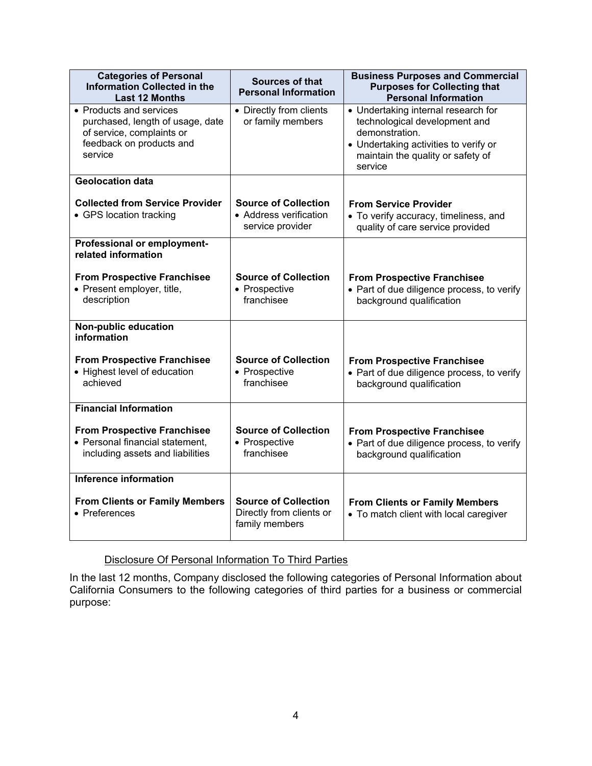| Categories of Personal Information Collected in the Last 12 Months | Sources of that Personal Information | Business Purposes and Commercial Purposes for Collecting that Personal Information |
|---|---|---|
| • Products and services purchased, length of usage, date of service, complaints or feedback on products and service | • Directly from clients or family members | • Undertaking internal research for technological development and demonstration.<br>• Undertaking activities to verify or maintain the quality or safety of service |
| **Geolocation data**<br><br>**Collected from Service Provider**<br>• GPS location tracking | **Source of Collection**<br>• Address verification service provider | **From Service Provider**<br>• To verify accuracy, timeliness, and quality of care service provided |
| **Professional or employment-related information**<br><br>**From Prospective Franchisee**<br>• Present employer, title, description | **Source of Collection**<br>• Prospective franchisee | **From Prospective Franchisee**<br>• Part of due diligence process, to verify background qualification |
| **Non-public education information**<br><br>**From Prospective Franchisee**<br>• Highest level of education achieved | **Source of Collection**<br>• Prospective franchisee | **From Prospective Franchisee**<br>• Part of due diligence process, to verify background qualification |
| **Financial Information**<br><br>**From Prospective Franchisee**<br>• Personal financial statement, including assets and liabilities | **Source of Collection**<br>• Prospective franchisee | **From Prospective Franchisee**<br>• Part of due diligence process, to verify background qualification |
| **Inference information**<br><br>**From Clients or Family Members**<br>• Preferences | **Source of Collection**<br>Directly from clients or family members | **From Clients or Family Members**<br>• To match client with local caregiver |

Disclosure Of Personal Information To Third Parties

In the last 12 months, Company disclosed the following categories of Personal Information about California Consumers to the following categories of third parties for a business or commercial purpose: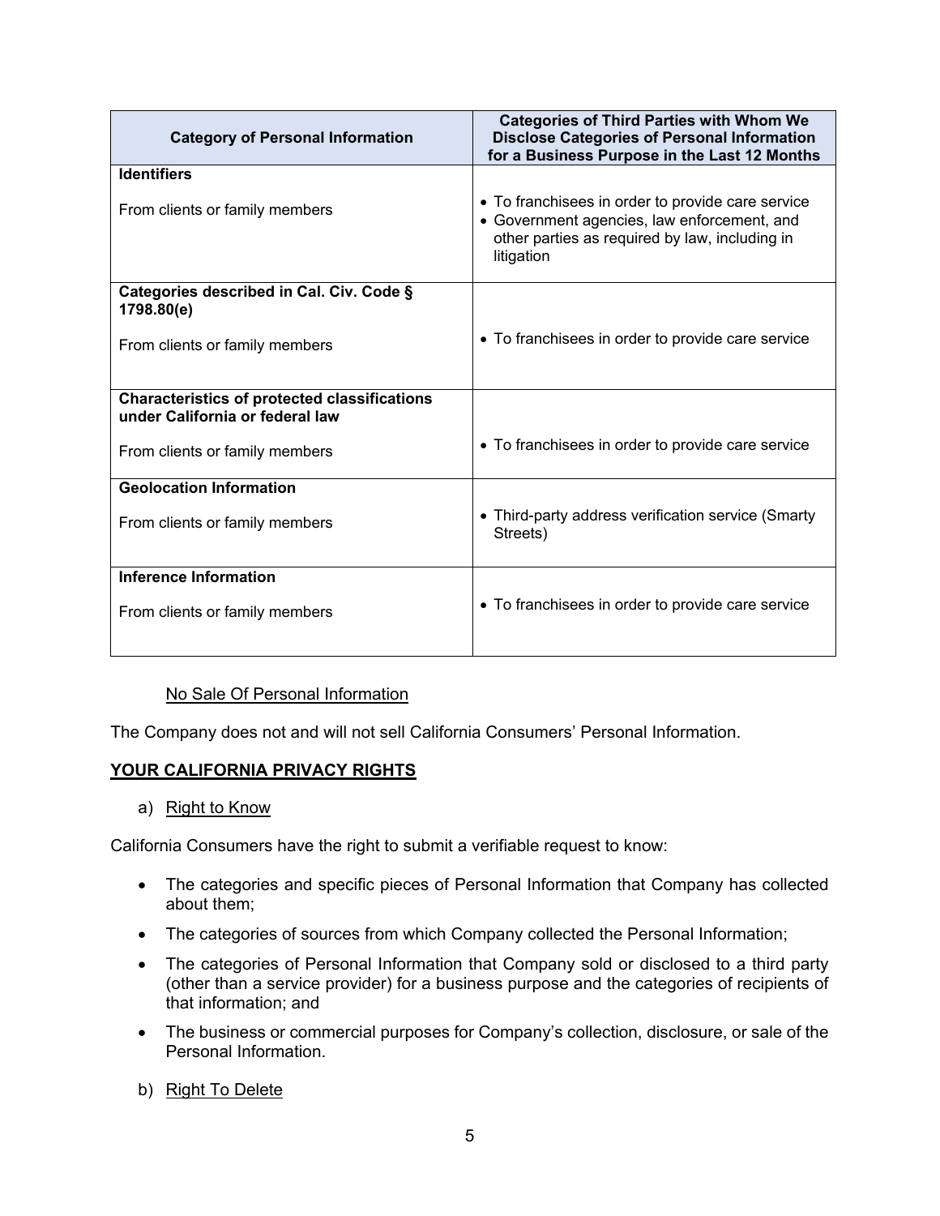| Category of Personal Information | Categories of Third Parties with Whom We Disclose Categories of Personal Information for a Business Purpose in the Last 12 Months |
|---|---|
| **Identifiers**<br><br>From clients or family members | • To franchisees in order to provide care service<br>• Government agencies, law enforcement, and other parties as required by law, including in litigation |
| **Categories described in Cal. Civ. Code § 1798.80(e)**<br><br>From clients or family members | • To franchisees in order to provide care service |
| **Characteristics of protected classifications under California or federal law**<br><br>From clients or family members | • To franchisees in order to provide care service |
| **Geolocation Information**<br><br>From clients or family members | • Third-party address verification service (Smarty Streets) |
| **Inference Information**<br><br>From clients or family members | • To franchisees in order to provide care service |

No Sale Of Personal Information

The Company does not and will not sell California Consumers' Personal Information.

## YOUR CALIFORNIA PRIVACY RIGHTS

a) Right to Know

California Consumers have the right to submit a verifiable request to know:

- The categories and specific pieces of Personal Information that Company has collected about them;
- The categories of sources from which Company collected the Personal Information;
- The categories of Personal Information that Company sold or disclosed to a third party (other than a service provider) for a business purpose and the categories of recipients of that information; and
- The business or commercial purposes for Company's collection, disclosure, or sale of the Personal Information.

b) Right To Delete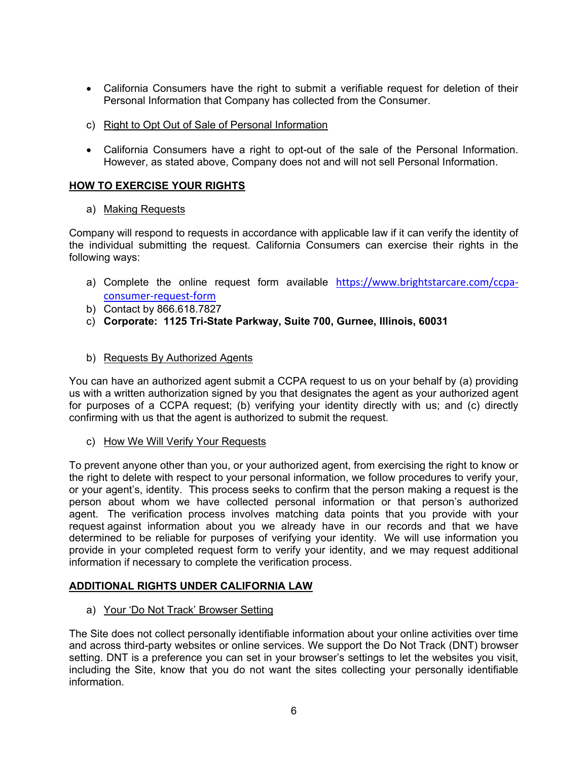- California Consumers have the right to submit a verifiable request for deletion of their Personal Information that Company has collected from the Consumer.

c) Right to Opt Out of Sale of Personal Information

- California Consumers have a right to opt-out of the sale of the Personal Information. However, as stated above, Company does not and will not sell Personal Information.

## HOW TO EXERCISE YOUR RIGHTS

a) Making Requests

Company will respond to requests in accordance with applicable law if it can verify the identity of the individual submitting the request. California Consumers can exercise their rights in the following ways:

a) Complete the online request form available [https://www.brightstarcare.com/ccpa-consumer-request-form](https://www.brightstarcare.com/ccpa-consumer-request-form)
b) Contact by 866.618.7827
c) **Corporate: 1125 Tri-State Parkway, Suite 700, Gurnee, Illinois, 60031**

b) Requests By Authorized Agents

You can have an authorized agent submit a CCPA request to us on your behalf by (a) providing us with a written authorization signed by you that designates the agent as your authorized agent for purposes of a CCPA request; (b) verifying your identity directly with us; and (c) directly confirming with us that the agent is authorized to submit the request.

c) How We Will Verify Your Requests

To prevent anyone other than you, or your authorized agent, from exercising the right to know or the right to delete with respect to your personal information, we follow procedures to verify your, or your agent's, identity. This process seeks to confirm that the person making a request is the person about whom we have collected personal information or that person's authorized agent. The verification process involves matching data points that you provide with your request against information about you we already have in our records and that we have determined to be reliable for purposes of verifying your identity. We will use information you provide in your completed request form to verify your identity, and we may request additional information if necessary to complete the verification process.

## ADDITIONAL RIGHTS UNDER CALIFORNIA LAW

a) Your 'Do Not Track' Browser Setting

The Site does not collect personally identifiable information about your online activities over time and across third-party websites or online services. We support the Do Not Track (DNT) browser setting. DNT is a preference you can set in your browser's settings to let the websites you visit, including the Site, know that you do not want the sites collecting your personally identifiable information.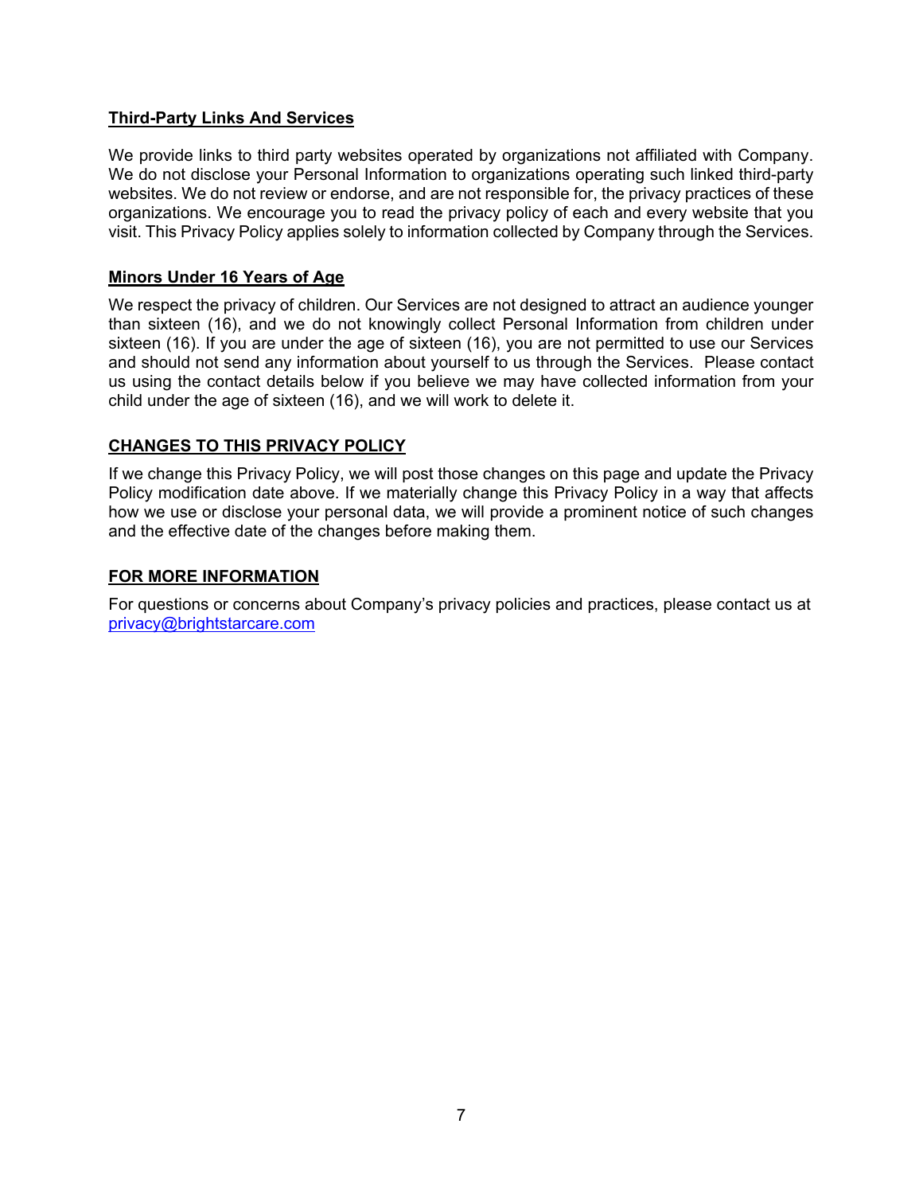## Third-Party Links And Services

We provide links to third party websites operated by organizations not affiliated with Company. We do not disclose your Personal Information to organizations operating such linked third-party websites. We do not review or endorse, and are not responsible for, the privacy practices of these organizations. We encourage you to read the privacy policy of each and every website that you visit. This Privacy Policy applies solely to information collected by Company through the Services.

## Minors Under 16 Years of Age

We respect the privacy of children. Our Services are not designed to attract an audience younger than sixteen (16), and we do not knowingly collect Personal Information from children under sixteen (16). If you are under the age of sixteen (16), you are not permitted to use our Services and should not send any information about yourself to us through the Services. Please contact us using the contact details below if you believe we may have collected information from your child under the age of sixteen (16), and we will work to delete it.

## CHANGES TO THIS PRIVACY POLICY

If we change this Privacy Policy, we will post those changes on this page and update the Privacy Policy modification date above. If we materially change this Privacy Policy in a way that affects how we use or disclose your personal data, we will provide a prominent notice of such changes and the effective date of the changes before making them.

## FOR MORE INFORMATION

For questions or concerns about Company's privacy policies and practices, please contact us at privacy@brightstarcare.com